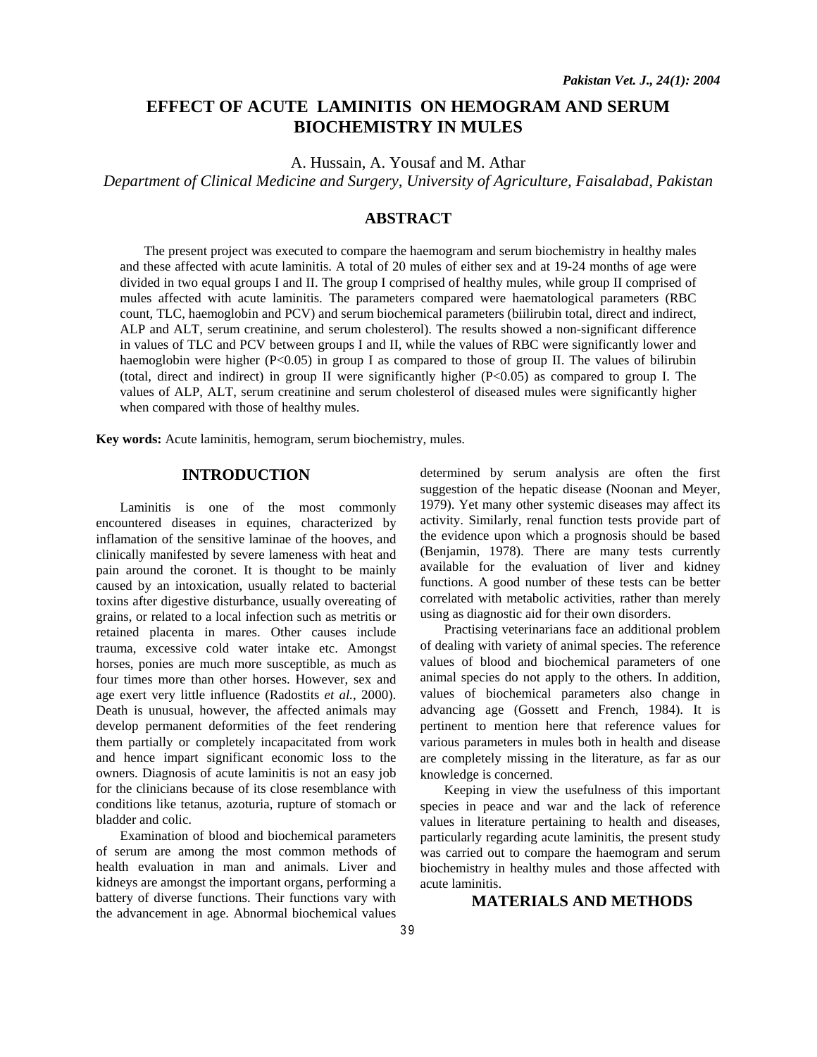# EFFECT OF ACUTE LAMINITIS ON HEMOGRAM AND SERUM BIOCHEMISTRY IN MULES

A. Hussain, A. Yousaf and M. Athar

*Department of Clinical Medicine and Surgery, University of Agriculture, Faisalabad, Pakistan*

## ABSTRACT

The present project was executed to compare the haemogram and serum biochemistry in healthy males and these affected with acute laminitis. A total of 20 mules of either sex and at 19-24 months of age were divided in two equal groups I and II. The group I comprised of healthy mules, while group II comprised of mules affected with acute laminitis. The parameters compared were haematological parameters (RBC count, TLC, haemoglobin and PCV) and serum biochemical parameters (biilirubin total, direct and indirect, ALP and ALT, serum creatinine, and serum cholesterol). The results showed a non-significant difference in values of TLC and PCV between groups I and II, while the values of RBC were significantly lower and haemoglobin were higher ($P<0.05$) in group I as compared to those of group II. The values of bilirubin (total, direct and indirect) in group II were significantly higher ($P<0.05$) as compared to group I. The values of ALP, ALT, serum creatinine and serum cholesterol of diseased mules were significantly higher when compared with those of healthy mules.

**Key words:** Acute laminitis, hemogram, serum biochemistry, mules.

## INTRODUCTION

Laminitis is one of the most commonly encountered diseases in equines, characterized by inflamation of the sensitive laminae of the hooves, and clinically manifested by severe lameness with heat and pain around the coronet. It is thought to be mainly caused by an intoxication, usually related to bacterial toxins after digestive disturbance, usually overeating of grains, or related to a local infection such as metritis or retained placenta in mares. Other causes include trauma, excessive cold water intake etc. Amongst horses, ponies are much more susceptible, as much as four times more than other horses. However, sex and age exert very little influence (Radostits *et al.*, 2000). Death is unusual, however, the affected animals may develop permanent deformities of the feet rendering them partially or completely incapacitated from work and hence impart significant economic loss to the owners. Diagnosis of acute laminitis is not an easy job for the clinicians because of its close resemblance with conditions like tetanus, azoturia, rupture of stomach or bladder and colic.

Examination of blood and biochemical parameters of serum are among the most common methods of health evaluation in man and animals. Liver and kidneys are amongst the important organs, performing a battery of diverse functions. Their functions vary with the advancement in age. Abnormal biochemical values determined by serum analysis are often the first suggestion of the hepatic disease (Noonan and Meyer, 1979). Yet many other systemic diseases may affect its activity. Similarly, renal function tests provide part of the evidence upon which a prognosis should be based (Benjamin, 1978). There are many tests currently available for the evaluation of liver and kidney functions. A good number of these tests can be better correlated with metabolic activities, rather than merely using as diagnostic aid for their own disorders.

Practising veterinarians face an additional problem of dealing with variety of animal species. The reference values of blood and biochemical parameters of one animal species do not apply to the others. In addition, values of biochemical parameters also change in advancing age (Gossett and French, 1984). It is pertinent to mention here that reference values for various parameters in mules both in health and disease are completely missing in the literature, as far as our knowledge is concerned.

Keeping in view the usefulness of this important species in peace and war and the lack of reference values in literature pertaining to health and diseases, particularly regarding acute laminitis, the present study was carried out to compare the haemogram and serum biochemistry in healthy mules and those affected with acute laminitis.

## MATERIALS AND METHODS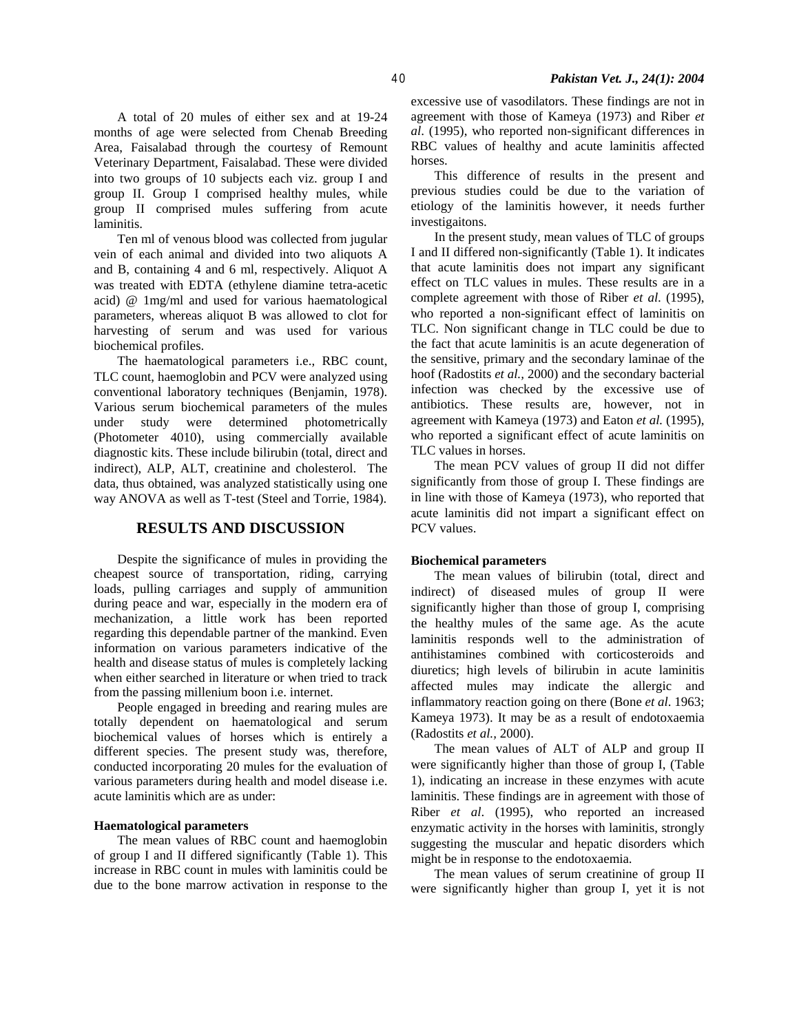A total of 20 mules of either sex and at 19-24 months of age were selected from Chenab Breeding Area, Faisalabad through the courtesy of Remount Veterinary Department, Faisalabad. These were divided into two groups of 10 subjects each viz. group I and group II. Group I comprised healthy mules, while group II comprised mules suffering from acute laminitis.

Ten ml of venous blood was collected from jugular vein of each animal and divided into two aliquots A and B, containing 4 and 6 ml, respectively. Aliquot A was treated with EDTA (ethylene diamine tetra-acetic acid) @ 1mg/ml and used for various haematological parameters, whereas aliquot B was allowed to clot for harvesting of serum and was used for various biochemical profiles.

The haematological parameters i.e., RBC count, TLC count, haemoglobin and PCV were analyzed using conventional laboratory techniques (Benjamin, 1978). Various serum biochemical parameters of the mules under study were determined photometrically (Photometer 4010), using commercially available diagnostic kits. These include bilirubin (total, direct and indirect), ALP, ALT, creatinine and cholesterol. The data, thus obtained, was analyzed statistically using one way ANOVA as well as T-test (Steel and Torrie, 1984).

## RESULTS AND DISCUSSION

Despite the significance of mules in providing the cheapest source of transportation, riding, carrying loads, pulling carriages and supply of ammunition during peace and war, especially in the modern era of mechanization, a little work has been reported regarding this dependable partner of the mankind. Even information on various parameters indicative of the health and disease status of mules is completely lacking when either searched in literature or when tried to track from the passing millenium boon i.e. internet.

People engaged in breeding and rearing mules are totally dependent on haematological and serum biochemical values of horses which is entirely a different species. The present study was, therefore, conducted incorporating 20 mules for the evaluation of various parameters during health and model disease i.e. acute laminitis which are as under:

**Haematological parameters**

The mean values of RBC count and haemoglobin of group I and II differed significantly (Table 1). This increase in RBC count in mules with laminitis could be due to the bone marrow activation in response to the excessive use of vasodilators. These findings are not in agreement with those of Kameya (1973) and Riber *et al*. (1995), who reported non-significant differences in RBC values of healthy and acute laminitis affected horses.

This difference of results in the present and previous studies could be due to the variation of etiology of the laminitis however, it needs further investigaitons.

In the present study, mean values of TLC of groups I and II differed non-significantly (Table 1). It indicates that acute laminitis does not impart any significant effect on TLC values in mules. These results are in a complete agreement with those of Riber *et al.* (1995), who reported a non-significant effect of laminitis on TLC. Non significant change in TLC could be due to the fact that acute laminitis is an acute degeneration of the sensitive, primary and the secondary laminae of the hoof (Radostits *et al.,* 2000) and the secondary bacterial infection was checked by the excessive use of antibiotics. These results are, however, not in agreement with Kameya (1973) and Eaton *et al.* (1995), who reported a significant effect of acute laminitis on TLC values in horses.

The mean PCV values of group II did not differ significantly from those of group I. These findings are in line with those of Kameya (1973), who reported that acute laminitis did not impart a significant effect on PCV values.

**Biochemical parameters**

The mean values of bilirubin (total, direct and indirect) of diseased mules of group II were significantly higher than those of group I, comprising the healthy mules of the same age. As the acute laminitis responds well to the administration of antihistamines combined with corticosteroids and diuretics; high levels of bilirubin in acute laminitis affected mules may indicate the allergic and inflammatory reaction going on there (Bone *et al*. 1963; Kameya 1973). It may be as a result of endotoxaemia (Radostits *et al.,* 2000).

The mean values of ALT of ALP and group II were significantly higher than those of group I, (Table 1), indicating an increase in these enzymes with acute laminitis. These findings are in agreement with those of Riber *et al*. (1995), who reported an increased enzymatic activity in the horses with laminitis, strongly suggesting the muscular and hepatic disorders which might be in response to the endotoxaemia.

The mean values of serum creatinine of group II were significantly higher than group I, yet it is not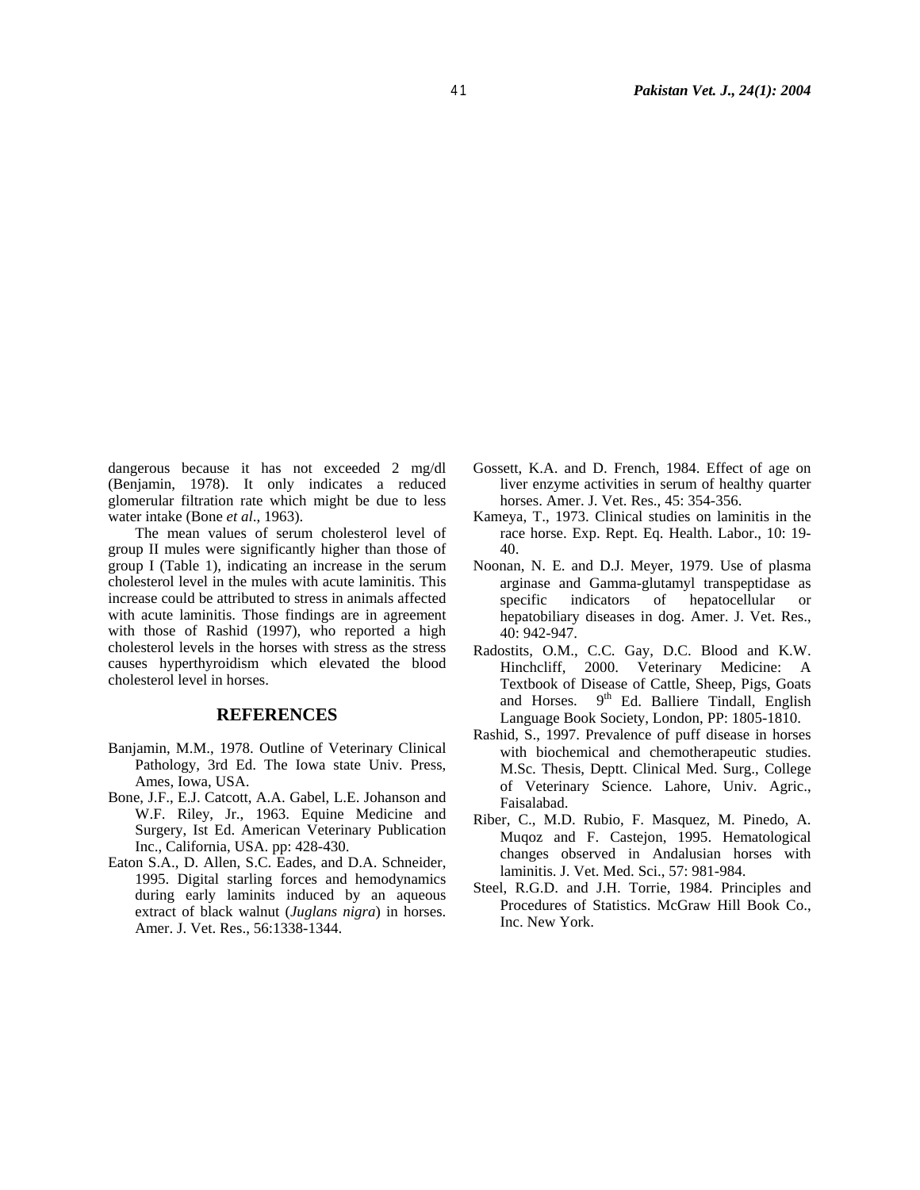dangerous because it has not exceeded 2 mg/dl (Benjamin, 1978). It only indicates a reduced glomerular filtration rate which might be due to less water intake (Bone *et al*., 1963).

The mean values of serum cholesterol level of group II mules were significantly higher than those of group I (Table 1), indicating an increase in the serum cholesterol level in the mules with acute laminitis. This increase could be attributed to stress in animals affected with acute laminitis. Those findings are in agreement with those of Rashid (1997), who reported a high cholesterol levels in the horses with stress as the stress causes hyperthyroidism which elevated the blood cholesterol level in horses.

## REFERENCES

Banjamin, M.M., 1978. Outline of Veterinary Clinical Pathology, 3rd Ed. The Iowa state Univ. Press, Ames, Iowa, USA.

Bone, J.F., E.J. Catcott, A.A. Gabel, L.E. Johanson and W.F. Riley, Jr., 1963. Equine Medicine and Surgery, Ist Ed. American Veterinary Publication Inc., California, USA. pp: 428-430.

Eaton S.A., D. Allen, S.C. Eades, and D.A. Schneider, 1995. Digital starling forces and hemodynamics during early laminits induced by an aqueous extract of black walnut (*Juglans nigra*) in horses. Amer. J. Vet. Res., 56:1338-1344.

Gossett, K.A. and D. French, 1984. Effect of age on liver enzyme activities in serum of healthy quarter horses. Amer. J. Vet. Res., 45: 354-356.

Kameya, T., 1973. Clinical studies on laminitis in the race horse. Exp. Rept. Eq. Health. Labor., 10: 19-40.

Noonan, N. E. and D.J. Meyer, 1979. Use of plasma arginase and Gamma-glutamyl transpeptidase as specific indicators of hepatocellular or hepatobiliary diseases in dog. Amer. J. Vet. Res., 40: 942-947.

Radostits, O.M., C.C. Gay, D.C. Blood and K.W. Hinchcliff, 2000. Veterinary Medicine: A Textbook of Disease of Cattle, Sheep, Pigs, Goats and Horses. 9th Ed. Balliere Tindall, English Language Book Society, London, PP: 1805-1810.

Rashid, S., 1997. Prevalence of puff disease in horses with biochemical and chemotherapeutic studies. M.Sc. Thesis, Deptt. Clinical Med. Surg., College of Veterinary Science. Lahore, Univ. Agric., Faisalabad.

Riber, C., M.D. Rubio, F. Masquez, M. Pinedo, A. Muqoz and F. Castejon, 1995. Hematological changes observed in Andalusian horses with laminitis. J. Vet. Med. Sci., 57: 981-984.

Steel, R.G.D. and J.H. Torrie, 1984. Principles and Procedures of Statistics. McGraw Hill Book Co., Inc. New York.